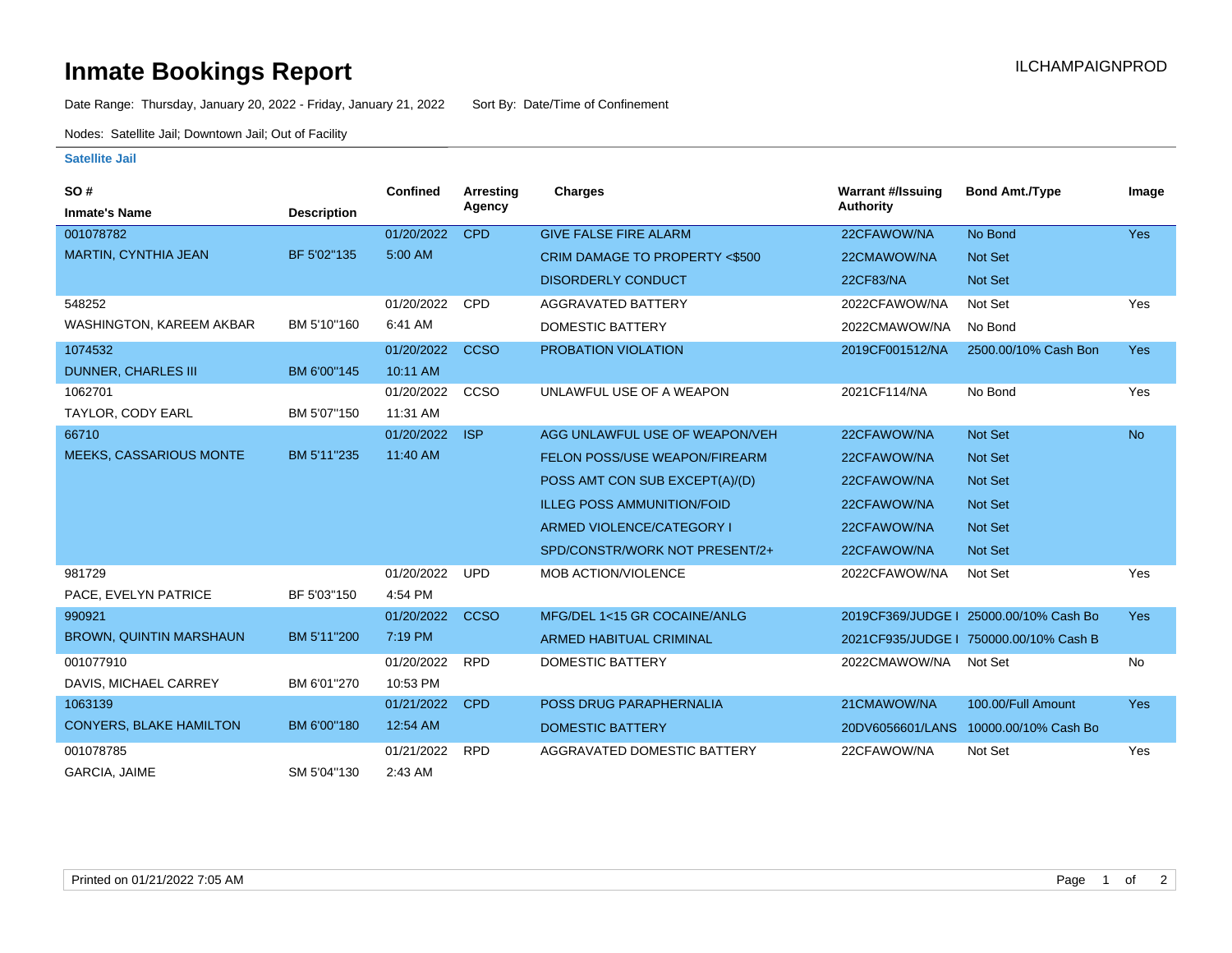# Inmate Bookings Report

ILCHAMPAIGNPROD

Date Range: Thursday, January 20, 2022 - Friday, January 21, 2022    Sort By: Date/Time of Confinement

Nodes: Satellite Jail; Downtown Jail; Out of Facility

### Satellite Jail

| SO # / Inmate's Name | Description | Confined | Arresting Agency | Charges | Warrant #/Issuing Authority | Bond Amt./Type | Image |
|---|---|---|---|---|---|---|---|
| 001078782 | | 01/20/2022 | CPD | GIVE FALSE FIRE ALARM | 22CFAWOW/NA | No Bond | Yes |
| MARTIN, CYNTHIA JEAN | BF 5'02"135 | 5:00 AM | | CRIM DAMAGE TO PROPERTY <$500 | 22CMAWOW/NA | Not Set | |
| | | | | DISORDERLY CONDUCT | 22CF83/NA | Not Set | |
| 548252 | | 01/20/2022 | CPD | AGGRAVATED BATTERY | 2022CFAWOW/NA | Not Set | Yes |
| WASHINGTON, KAREEM AKBAR | BM 5'10"160 | 6:41 AM | | DOMESTIC BATTERY | 2022CMAWOW/NA | No Bond | |
| 1074532 | | 01/20/2022 | CCSO | PROBATION VIOLATION | 2019CF001512/NA | 2500.00/10% Cash Bon | Yes |
| DUNNER, CHARLES III | BM 6'00"145 | 10:11 AM | | | | | |
| 1062701 | | 01/20/2022 | CCSO | UNLAWFUL USE OF A WEAPON | 2021CF114/NA | No Bond | Yes |
| TAYLOR, CODY EARL | BM 5'07"150 | 11:31 AM | | | | | |
| 66710 | | 01/20/2022 | ISP | AGG UNLAWFUL USE OF WEAPON/VEH | 22CFAWOW/NA | Not Set | No |
| MEEKS, CASSARIOUS MONTE | BM 5'11"235 | 11:40 AM | | FELON POSS/USE WEAPON/FIREARM | 22CFAWOW/NA | Not Set | |
| | | | | POSS AMT CON SUB EXCEPT(A)/(D) | 22CFAWOW/NA | Not Set | |
| | | | | ILLEG POSS AMMUNITION/FOID | 22CFAWOW/NA | Not Set | |
| | | | | ARMED VIOLENCE/CATEGORY I | 22CFAWOW/NA | Not Set | |
| | | | | SPD/CONSTR/WORK NOT PRESENT/2+ | 22CFAWOW/NA | Not Set | |
| 981729 | | 01/20/2022 | UPD | MOB ACTION/VIOLENCE | 2022CFAWOW/NA | Not Set | Yes |
| PACE, EVELYN PATRICE | BF 5'03"150 | 4:54 PM | | | | | |
| 990921 | | 01/20/2022 | CCSO | MFG/DEL 1<15 GR COCAINE/ANLG | 2019CF369/JUDGE I | 25000.00/10% Cash Bo | Yes |
| BROWN, QUINTIN MARSHAUN | BM 5'11"200 | 7:19 PM | | ARMED HABITUAL CRIMINAL | 2021CF935/JUDGE I | 750000.00/10% Cash B | |
| 001077910 | | 01/20/2022 | RPD | DOMESTIC BATTERY | 2022CMAWOW/NA | Not Set | No |
| DAVIS, MICHAEL CARREY | BM 6'01"270 | 10:53 PM | | | | | |
| 1063139 | | 01/21/2022 | CPD | POSS DRUG PARAPHERNALIA | 21CMAWOW/NA | 100.00/Full Amount | Yes |
| CONYERS, BLAKE HAMILTON | BM 6'00"180 | 12:54 AM | | DOMESTIC BATTERY | 20DV6056601/LANS | 10000.00/10% Cash Bo | |
| 001078785 | | 01/21/2022 | RPD | AGGRAVATED DOMESTIC BATTERY | 22CFAWOW/NA | Not Set | Yes |
| GARCIA, JAIME | SM 5'04"130 | 2:43 AM | | | | | |

Printed on 01/21/2022 7:05 AM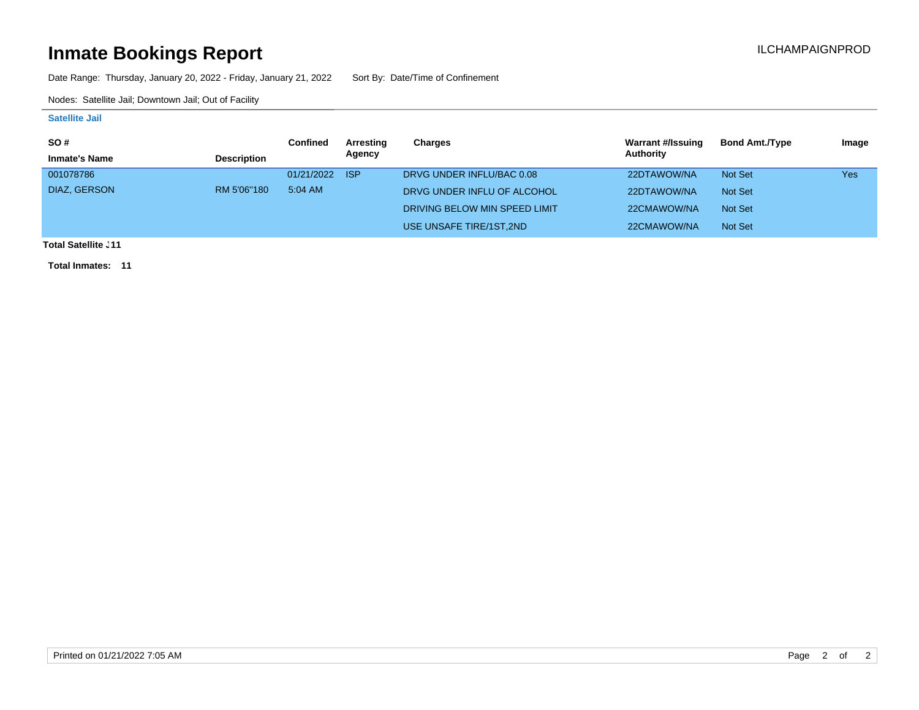# Inmate Bookings Report

ILCHAMPAIGNPROD

Date Range: Thursday, January 20, 2022 - Friday, January 21, 2022    Sort By: Date/Time of Confinement

Nodes: Satellite Jail; Downtown Jail; Out of Facility

### Satellite Jail

| SO # / Inmate's Name | Description | Confined | Arresting Agency | Charges | Warrant #/Issuing Authority | Bond Amt./Type | Image |
|---|---|---|---|---|---|---|---|
| 001078786 | | 01/21/2022 | ISP | DRVG UNDER INFLU/BAC 0.08 | 22DTAWOW/NA | Not Set | Yes |
| DIAZ, GERSON | RM 5'06"180 | 5:04 AM | | DRVG UNDER INFLU OF ALCOHOL | 22DTAWOW/NA | Not Set | |
| | | | | DRIVING BELOW MIN SPEED LIMIT | 22CMAWOW/NA | Not Set | |
| | | | | USE UNSAFE TIRE/1ST,2ND | 22CMAWOW/NA | Not Set | |

**Total Satellite J 11**

**Total Inmates: 11**

Printed on 01/21/2022 7:05 AM